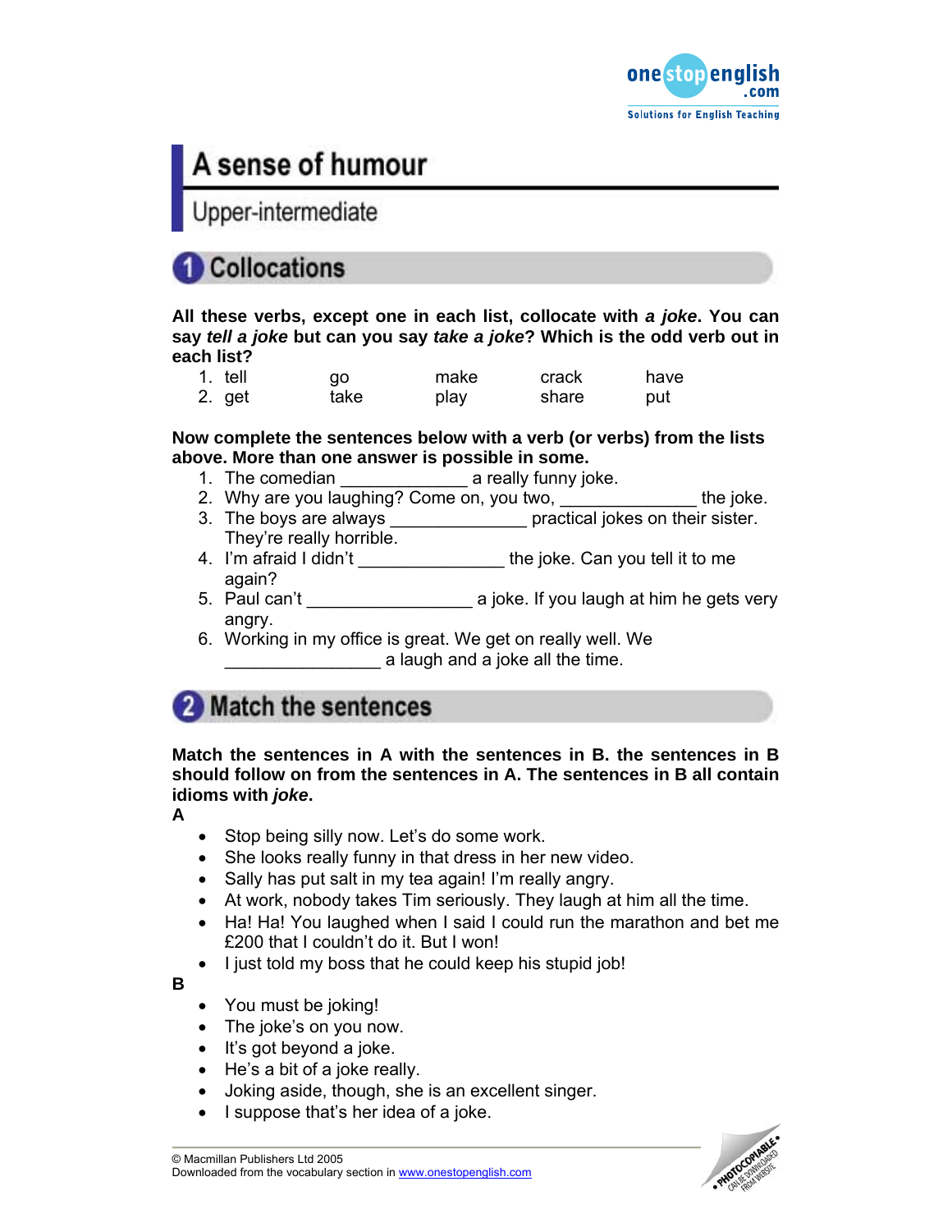# A sense of humour

## Upper-intermediate

## 1 Collocations

**All these verbs, except one in each list, collocate with *a joke*. You can say *tell a joke* but can you say *take a joke*? Which is the odd verb out in each list?**

| | | | | |
|---|---|---|---|---|
| 1. tell | go | make | crack | have |
| 2. get | take | play | share | put |

**Now complete the sentences below with a verb (or verbs) from the lists above. More than one answer is possible in some.**

1. The comedian _____________ a really funny joke.
2. Why are you laughing? Come on, you two, ______________ the joke.
3. The boys are always ______________ practical jokes on their sister. They're really horrible.
4. I'm afraid I didn't _______________ the joke. Can you tell it to me again?
5. Paul can't _________________ a joke. If you laugh at him he gets very angry.
6. Working in my office is great. We get on really well. We ________________ a laugh and a joke all the time.

## 2 Match the sentences

**Match the sentences in A with the sentences in B. the sentences in B should follow on from the sentences in A. The sentences in B all contain idioms with *joke*.**

**A**

- Stop being silly now. Let's do some work.
- She looks really funny in that dress in her new video.
- Sally has put salt in my tea again! I'm really angry.
- At work, nobody takes Tim seriously. They laugh at him all the time.
- Ha! Ha! You laughed when I said I could run the marathon and bet me £200 that I couldn't do it. But I won!
- I just told my boss that he could keep his stupid job!

**B**

- You must be joking!
- The joke's on you now.
- It's got beyond a joke.
- He's a bit of a joke really.
- Joking aside, though, she is an excellent singer.
- I suppose that's her idea of a joke.

© Macmillan Publishers Ltd 2005
Downloaded from the vocabulary section in www.onestopenglish.com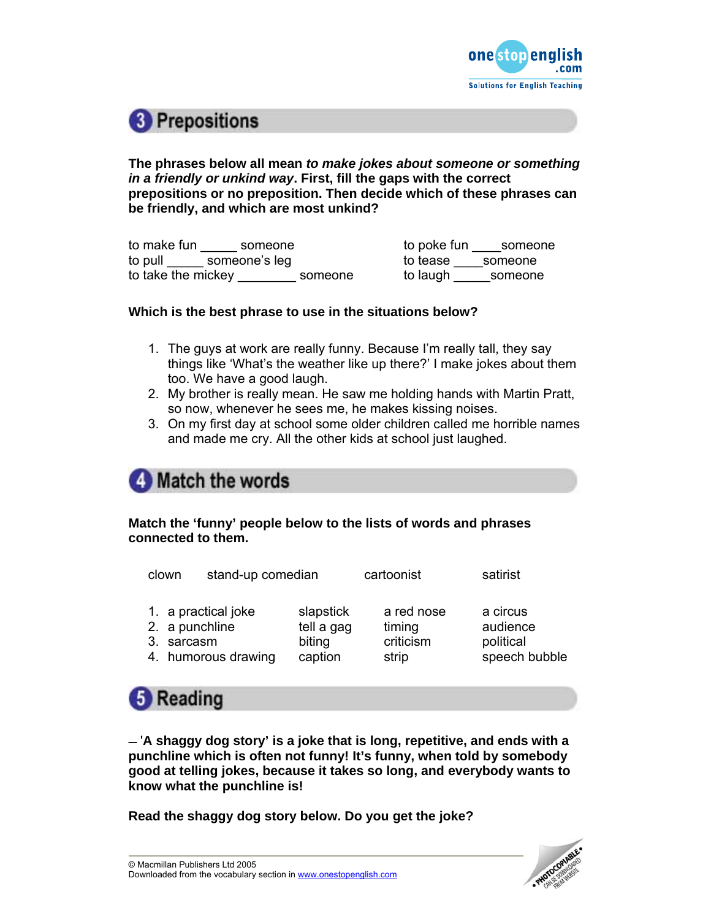## 3 Prepositions

**The phrases below all mean *to make jokes about someone or something in a friendly or unkind way*. First, fill the gaps with the correct prepositions or no preposition. Then decide which of these phrases can be friendly, and which are most unkind?**

to make fun _____ someone
to pull _____ someone's leg
to take the mickey ________ someone
to poke fun ____someone
to tease ____someone
to laugh _____someone

**Which is the best phrase to use in the situations below?**

1. The guys at work are really funny. Because I'm really tall, they say things like 'What's the weather like up there?' I make jokes about them too. We have a good laugh.
2. My brother is really mean. He saw me holding hands with Martin Pratt, so now, whenever he sees me, he makes kissing noises.
3. On my first day at school some older children called me horrible names and made me cry. All the other kids at school just laughed.

## 4 Match the words

**Match the 'funny' people below to the lists of words and phrases connected to them.**

clown stand-up comedian cartoonist satirist

| | | | |
|---|---|---|---|
| 1. a practical joke | slapstick | a red nose | a circus |
| 2. a punchline | tell a gag | timing | audience |
| 3. sarcasm | biting | criticism | political |
| 4. humorous drawing | caption | strip | speech bubble |

## 5 Reading

**'A shaggy dog story' is a joke that is long, repetitive, and ends with a punchline which is often not funny! It's funny, when told by somebody good at telling jokes, because it takes so long, and everybody wants to know what the punchline is!**

**Read the shaggy dog story below. Do you get the joke?**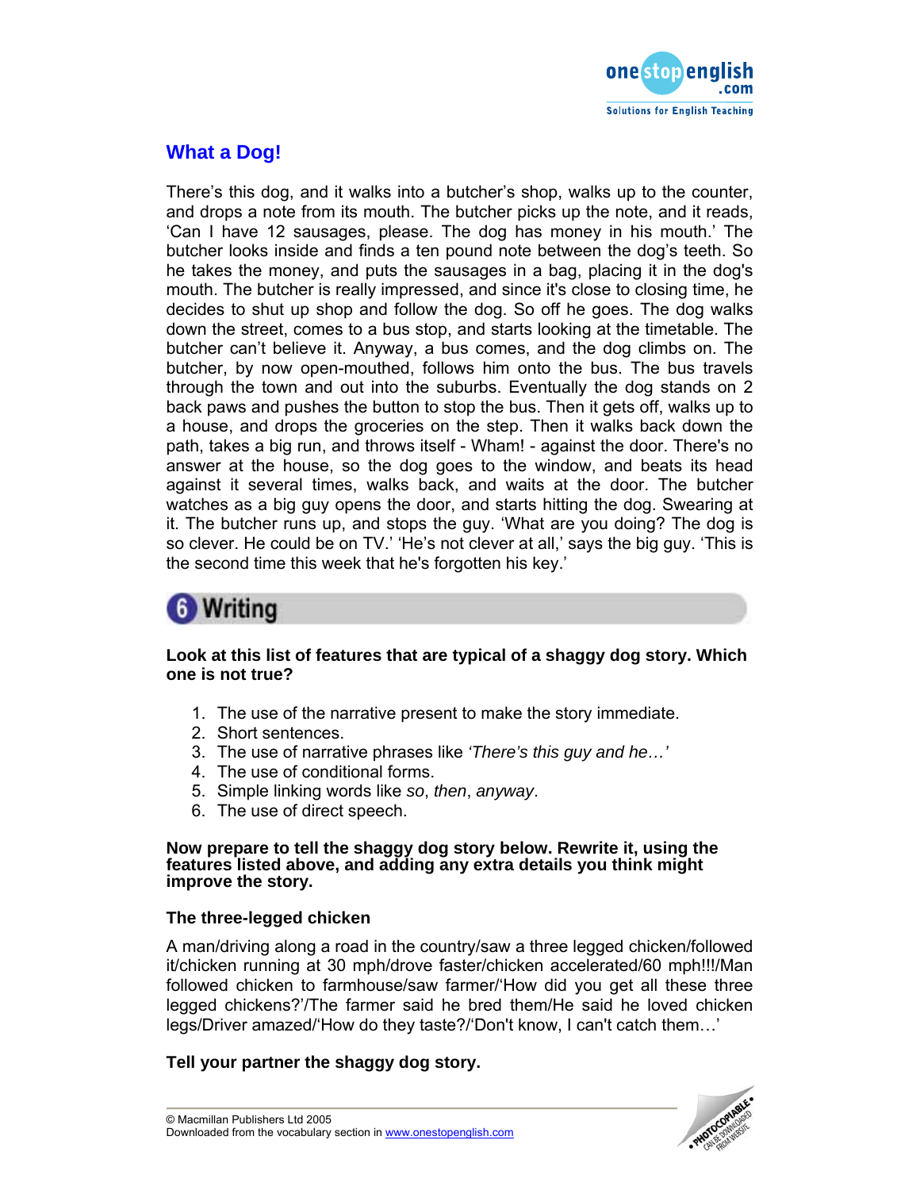## What a Dog!

There's this dog, and it walks into a butcher's shop, walks up to the counter, and drops a note from its mouth. The butcher picks up the note, and it reads, 'Can I have 12 sausages, please. The dog has money in his mouth.' The butcher looks inside and finds a ten pound note between the dog's teeth. So he takes the money, and puts the sausages in a bag, placing it in the dog's mouth. The butcher is really impressed, and since it's close to closing time, he decides to shut up shop and follow the dog. So off he goes. The dog walks down the street, comes to a bus stop, and starts looking at the timetable. The butcher can't believe it. Anyway, a bus comes, and the dog climbs on. The butcher, by now open-mouthed, follows him onto the bus. The bus travels through the town and out into the suburbs. Eventually the dog stands on 2 back paws and pushes the button to stop the bus. Then it gets off, walks up to a house, and drops the groceries on the step. Then it walks back down the path, takes a big run, and throws itself - Wham! - against the door. There's no answer at the house, so the dog goes to the window, and beats its head against it several times, walks back, and waits at the door. The butcher watches as a big guy opens the door, and starts hitting the dog. Swearing at it. The butcher runs up, and stops the guy. 'What are you doing? The dog is so clever. He could be on TV.' 'He's not clever at all,' says the big guy. 'This is the second time this week that he's forgotten his key.'

## 6 Writing

**Look at this list of features that are typical of a shaggy dog story. Which one is not true?**

1. The use of the narrative present to make the story immediate.
2. Short sentences.
3. The use of narrative phrases like *'There's this guy and he…'*
4. The use of conditional forms.
5. Simple linking words like *so*, *then*, *anyway*.
6. The use of direct speech.

**Now prepare to tell the shaggy dog story below. Rewrite it, using the features listed above, and adding any extra details you think might improve the story.**

### The three-legged chicken

A man/driving along a road in the country/saw a three legged chicken/followed it/chicken running at 30 mph/drove faster/chicken accelerated/60 mph!!!/Man followed chicken to farmhouse/saw farmer/'How did you get all these three legged chickens?'/The farmer said he bred them/He said he loved chicken legs/Driver amazed/'How do they taste?/'Don't know, I can't catch them…'

**Tell your partner the shaggy dog story.**

© Macmillan Publishers Ltd 2005
Downloaded from the vocabulary section in www.onestopenglish.com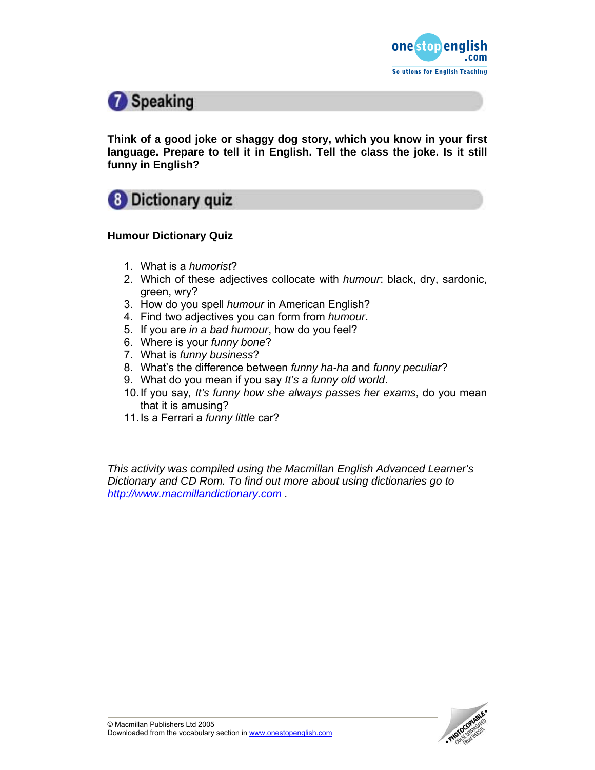## 7 Speaking

**Think of a good joke or shaggy dog story, which you know in your first language. Prepare to tell it in English. Tell the class the joke. Is it still funny in English?**

## 8 Dictionary quiz

**Humour Dictionary Quiz**

1. What is a *humorist*?
2. Which of these adjectives collocate with *humour*: black, dry, sardonic, green, wry?
3. How do you spell *humour* in American English?
4. Find two adjectives you can form from *humour*.
5. If you are *in a bad humour*, how do you feel?
6. Where is your *funny bone*?
7. What is *funny business*?
8. What's the difference between *funny ha-ha* and *funny peculiar*?
9. What do you mean if you say *It's a funny old world*.
10. If you say*, It's funny how she always passes her exams*, do you mean that it is amusing?
11. Is a Ferrari a *funny little* car?

*This activity was compiled using the Macmillan English Advanced Learner's Dictionary and CD Rom. To find out more about using dictionaries go to [http://www.macmillandictionary.com](http://www.macmillandictionary.com) .*

© Macmillan Publishers Ltd 2005
Downloaded from the vocabulary section in [www.onestopenglish.com](http://www.onestopenglish.com)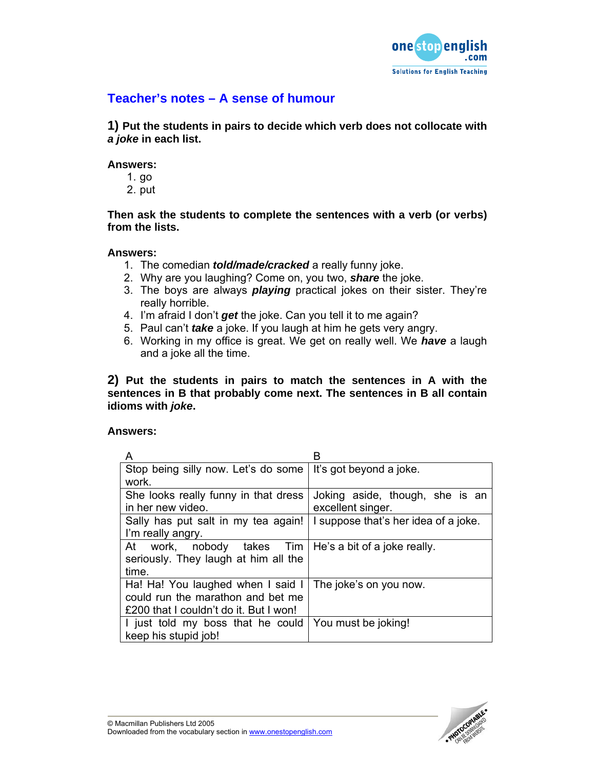## Teacher's notes – A sense of humour

**1) Put the students in pairs to decide which verb does not collocate with *a joke* in each list.**

**Answers:**

1. go
2. put

**Then ask the students to complete the sentences with a verb (or verbs) from the lists.**

**Answers:**

1. The comedian ***told/made/cracked*** a really funny joke.
2. Why are you laughing? Come on, you two, ***share*** the joke.
3. The boys are always ***playing*** practical jokes on their sister. They're really horrible.
4. I'm afraid I don't ***get*** the joke. Can you tell it to me again?
5. Paul can't ***take*** a joke. If you laugh at him he gets very angry.
6. Working in my office is great. We get on really well. We ***have*** a laugh and a joke all the time.

**2) Put the students in pairs to match the sentences in A with the sentences in B that probably come next. The sentences in B all contain idioms with *joke*.**

**Answers:**

| A | B |
|---|---|
| Stop being silly now. Let's do some work. | It's got beyond a joke. |
| She looks really funny in that dress in her new video. | Joking aside, though, she is an excellent singer. |
| Sally has put salt in my tea again! I'm really angry. | I suppose that's her idea of a joke. |
| At work, nobody takes Tim seriously. They laugh at him all the time. | He's a bit of a joke really. |
| Ha! Ha! You laughed when I said I could run the marathon and bet me £200 that I couldn't do it. But I won! | The joke's on you now. |
| I just told my boss that he could keep his stupid job! | You must be joking! |

© Macmillan Publishers Ltd 2005
Downloaded from the vocabulary section in www.onestopenglish.com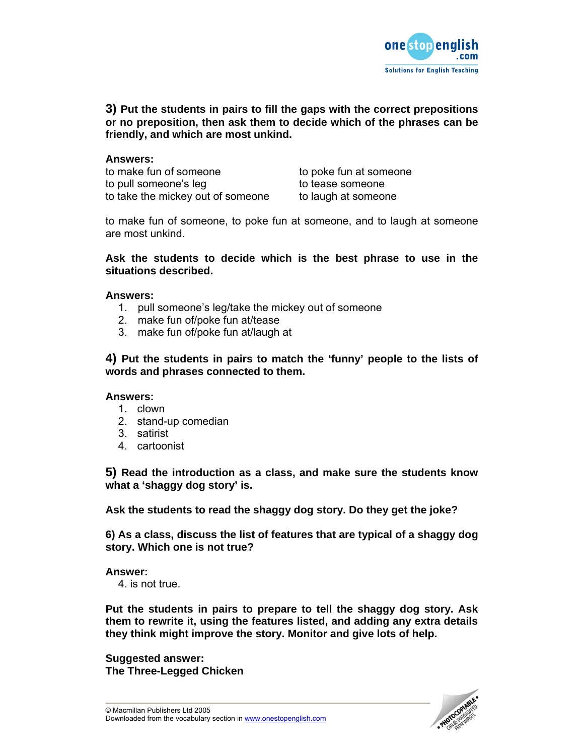**3)** **Put the students in pairs to fill the gaps with the correct prepositions or no preposition, then ask them to decide which of the phrases can be friendly, and which are most unkind.**

**Answers:**

| | |
|---|---|
| to make fun of someone | to poke fun at someone |
| to pull someone's leg | to tease someone |
| to take the mickey out of someone | to laugh at someone |

to make fun of someone, to poke fun at someone, and to laugh at someone are most unkind.

**Ask the students to decide which is the best phrase to use in the situations described.**

**Answers:**

1. pull someone's leg/take the mickey out of someone
2. make fun of/poke fun at/tease
3. make fun of/poke fun at/laugh at

**4)** **Put the students in pairs to match the 'funny' people to the lists of words and phrases connected to them.**

**Answers:**

1. clown
2. stand-up comedian
3. satirist
4. cartoonist

**5)** **Read the introduction as a class, and make sure the students know what a 'shaggy dog story' is.**

**Ask the students to read the shaggy dog story. Do they get the joke?**

**6) As a class, discuss the list of features that are typical of a shaggy dog story. Which one is not true?**

**Answer:**

4. is not true.

**Put the students in pairs to prepare to tell the shaggy dog story. Ask them to rewrite it, using the features listed, and adding any extra details they think might improve the story. Monitor and give lots of help.**

**Suggested answer:**
**The Three-Legged Chicken**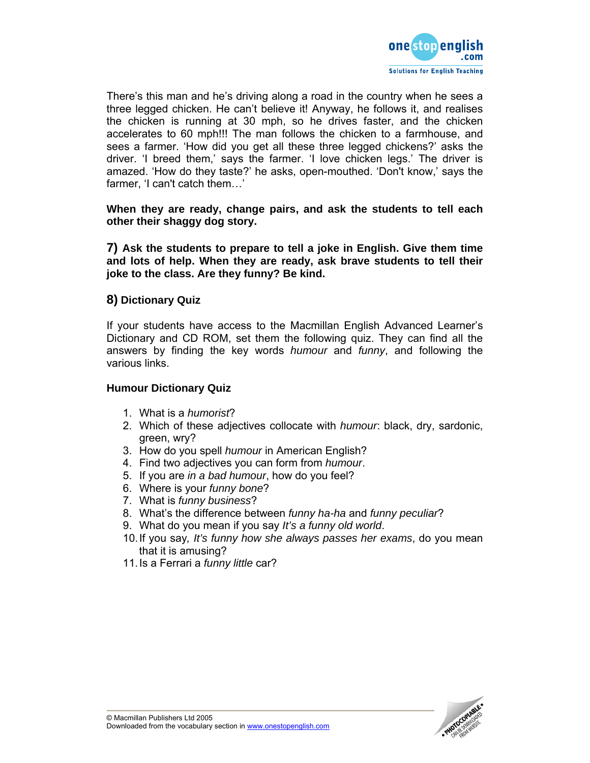There's this man and he's driving along a road in the country when he sees a three legged chicken. He can't believe it! Anyway, he follows it, and realises the chicken is running at 30 mph, so he drives faster, and the chicken accelerates to 60 mph!!! The man follows the chicken to a farmhouse, and sees a farmer. 'How did you get all these three legged chickens?' asks the driver. 'I breed them,' says the farmer. 'I love chicken legs.' The driver is amazed. 'How do they taste?' he asks, open-mouthed. 'Don't know,' says the farmer, 'I can't catch them…'

**When they are ready, change pairs, and ask the students to tell each other their shaggy dog story.**

**7) Ask the students to prepare to tell a joke in English. Give them time and lots of help. When they are ready, ask brave students to tell their joke to the class. Are they funny? Be kind.**

**8) Dictionary Quiz**

If your students have access to the Macmillan English Advanced Learner's Dictionary and CD ROM, set them the following quiz. They can find all the answers by finding the key words *humour* and *funny*, and following the various links.

**Humour Dictionary Quiz**

1. What is a *humorist*?
2. Which of these adjectives collocate with *humour*: black, dry, sardonic, green, wry?
3. How do you spell *humour* in American English?
4. Find two adjectives you can form from *humour*.
5. If you are *in a bad humour*, how do you feel?
6. Where is your *funny bone*?
7. What is *funny business*?
8. What's the difference between *funny ha-ha* and *funny peculiar*?
9. What do you mean if you say *It's a funny old world*.
10. If you say*, It's funny how she always passes her exams*, do you mean that it is amusing?
11. Is a Ferrari a *funny little* car?

© Macmillan Publishers Ltd 2005
Downloaded from the vocabulary section in www.onestopenglish.com